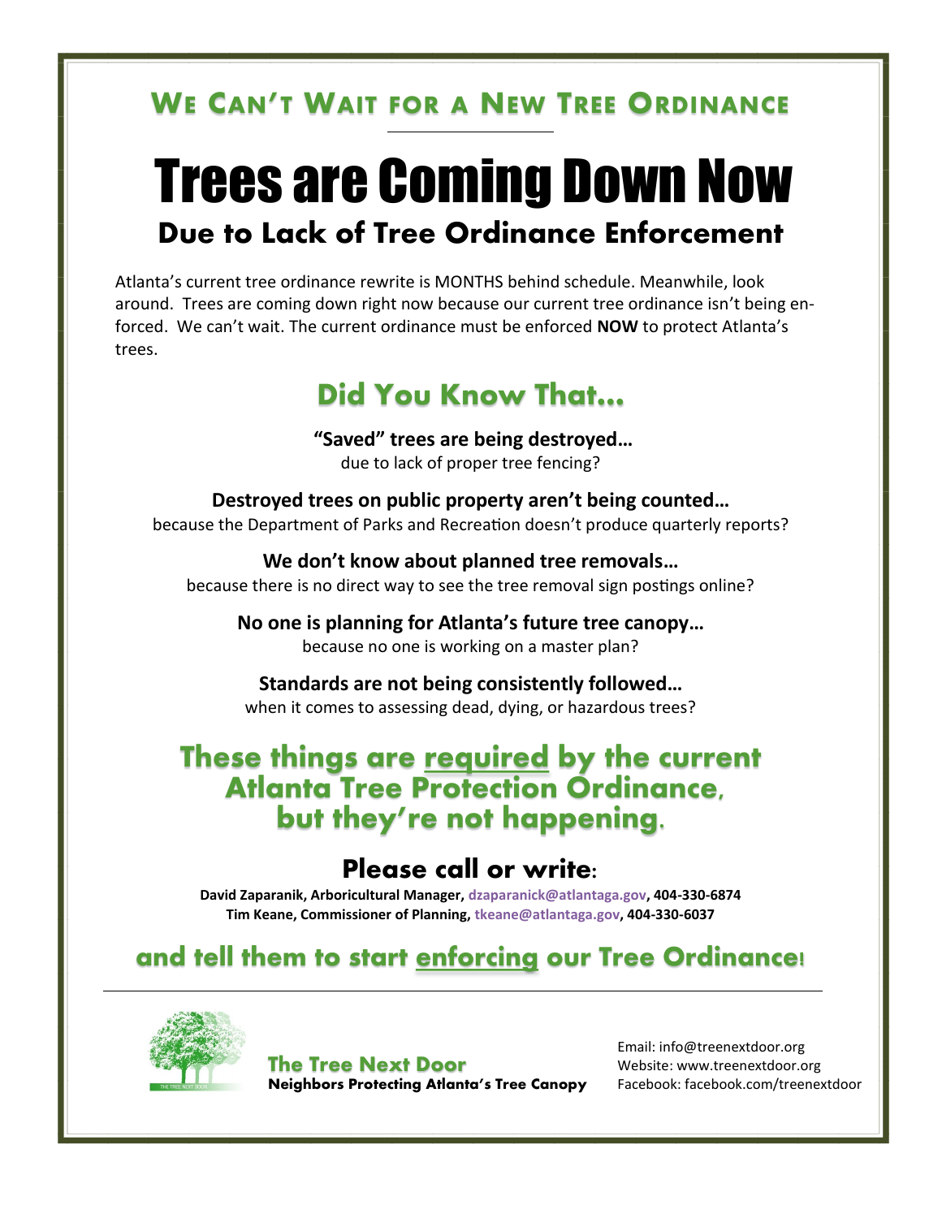## We Can't Wait for a New Tree Ordinance

# Trees are Coming Down Now

## Due to Lack of Tree Ordinance Enforcement

Atlanta's current tree ordinance rewrite is MONTHS behind schedule. Meanwhile, look around. Trees are coming down right now because our current tree ordinance isn't being enforced. We can't wait. The current ordinance must be enforced **NOW** to protect Atlanta's trees.

## Did You Know That...

**"Saved" trees are being destroyed...**
due to lack of proper tree fencing?

**Destroyed trees on public property aren't being counted...**
because the Department of Parks and Recreation doesn't produce quarterly reports?

**We don't know about planned tree removals...**
because there is no direct way to see the tree removal sign postings online?

**No one is planning for Atlanta's future tree canopy...**
because no one is working on a master plan?

**Standards are not being consistently followed...**
when it comes to assessing dead, dying, or hazardous trees?

## These things are required by the current Atlanta Tree Protection Ordinance, but they're not happening.

## Please call or write:

**David Zaparanik, Arboricultural Manager, dzaparanick@atlantaga.gov, 404-330-6874**
**Tim Keane, Commissioner of Planning, tkeane@atlantaga.gov, 404-330-6037**

## and tell them to start enforcing our Tree Ordinance!

---

**The Tree Next Door**
**Neighbors Protecting Atlanta's Tree Canopy**

Email: info@treenextdoor.org
Website: www.treenextdoor.org
Facebook: facebook.com/treenextdoor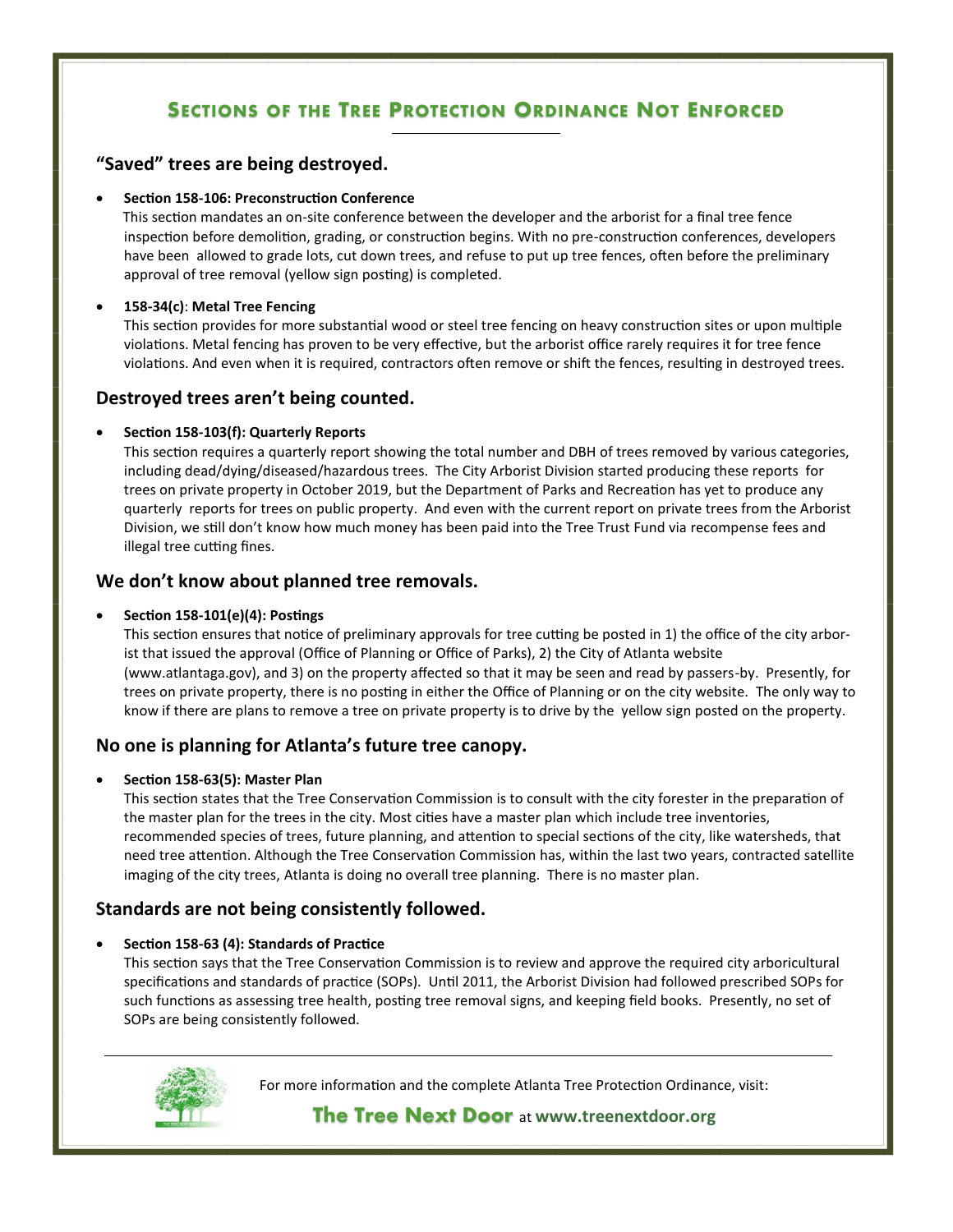# Sections of the Tree Protection Ordinance Not Enforced

## "Saved" trees are being destroyed.

- **Section 158-106: Preconstruction Conference**

  This section mandates an on-site conference between the developer and the arborist for a final tree fence inspection before demolition, grading, or construction begins. With no pre-construction conferences, developers have been allowed to grade lots, cut down trees, and refuse to put up tree fences, often before the preliminary approval of tree removal (yellow sign posting) is completed.

- **158-34(c)**: **Metal Tree Fencing**

  This section provides for more substantial wood or steel tree fencing on heavy construction sites or upon multiple violations. Metal fencing has proven to be very effective, but the arborist office rarely requires it for tree fence violations. And even when it is required, contractors often remove or shift the fences, resulting in destroyed trees.

## Destroyed trees aren't being counted.

- **Section 158-103(f): Quarterly Reports**

  This section requires a quarterly report showing the total number and DBH of trees removed by various categories, including dead/dying/diseased/hazardous trees. The City Arborist Division started producing these reports for trees on private property in October 2019, but the Department of Parks and Recreation has yet to produce any quarterly reports for trees on public property. And even with the current report on private trees from the Arborist Division, we still don't know how much money has been paid into the Tree Trust Fund via recompense fees and illegal tree cutting fines.

## We don't know about planned tree removals.

- **Section 158-101(e)(4): Postings**

  This section ensures that notice of preliminary approvals for tree cutting be posted in 1) the office of the city arborist that issued the approval (Office of Planning or Office of Parks), 2) the City of Atlanta website (www.atlantaga.gov), and 3) on the property affected so that it may be seen and read by passers-by. Presently, for trees on private property, there is no posting in either the Office of Planning or on the city website. The only way to know if there are plans to remove a tree on private property is to drive by the yellow sign posted on the property.

## No one is planning for Atlanta's future tree canopy.

- **Section 158-63(5): Master Plan**

  This section states that the Tree Conservation Commission is to consult with the city forester in the preparation of the master plan for the trees in the city. Most cities have a master plan which include tree inventories, recommended species of trees, future planning, and attention to special sections of the city, like watersheds, that need tree attention. Although the Tree Conservation Commission has, within the last two years, contracted satellite imaging of the city trees, Atlanta is doing no overall tree planning. There is no master plan.

## Standards are not being consistently followed.

- **Section 158-63 (4): Standards of Practice**

  This section says that the Tree Conservation Commission is to review and approve the required city arboricultural specifications and standards of practice (SOPs). Until 2011, the Arborist Division had followed prescribed SOPs for such functions as assessing tree health, posting tree removal signs, and keeping field books. Presently, no set of SOPs are being consistently followed.

---

For more information and the complete Atlanta Tree Protection Ordinance, visit:

**The Tree Next Door** at **www.treenextdoor.org**